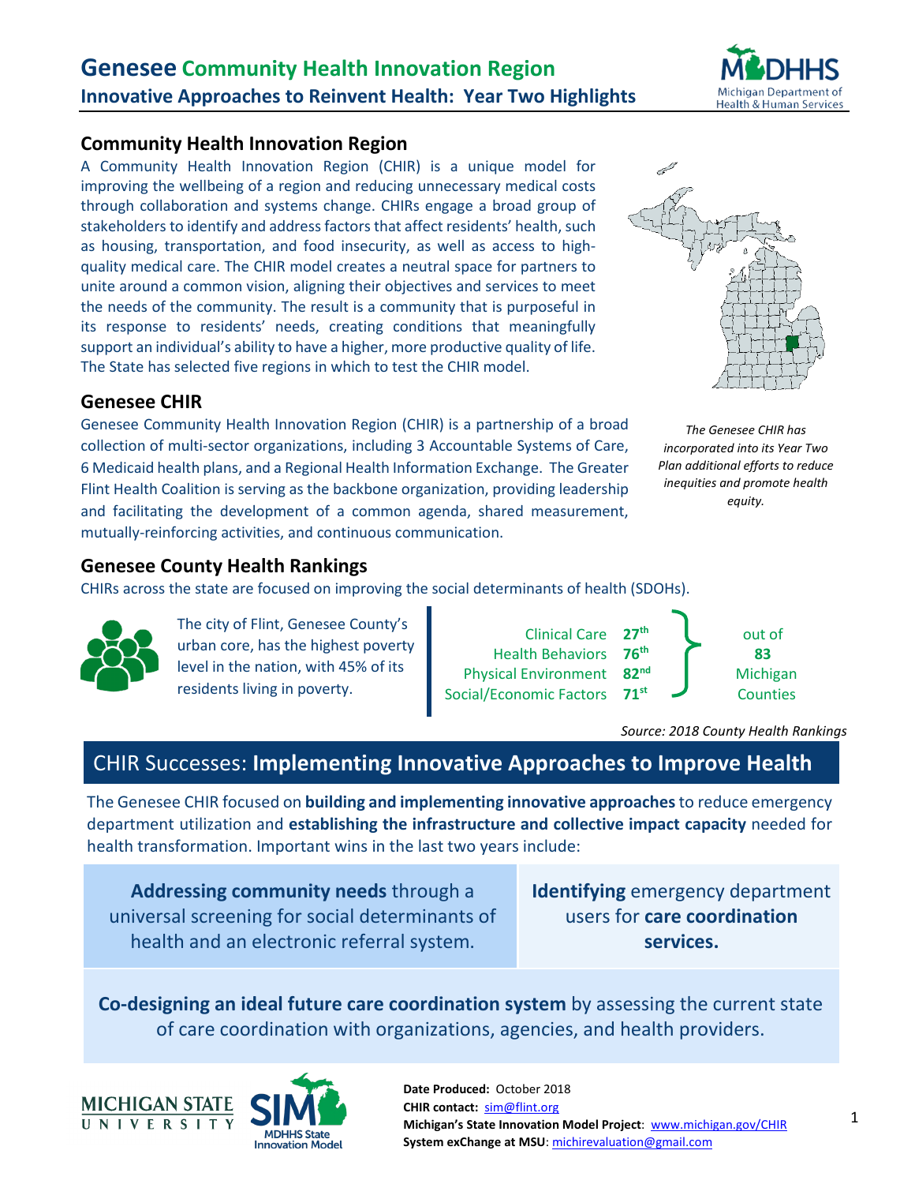# Genesee Community Health Innovation Region

## Innovative Approaches to Reinvent Health: Year Two Highlights

### Community Health Innovation Region

A Community Health Innovation Region (CHIR) is a unique model for improving the wellbeing of a region and reducing unnecessary medical costs through collaboration and systems change. CHIRs engage a broad group of stakeholders to identify and address factors that affect residents' health, such as housing, transportation, and food insecurity, as well as access to high-quality medical care. The CHIR model creates a neutral space for partners to unite around a common vision, aligning their objectives and services to meet the needs of the community. The result is a community that is purposeful in its response to residents' needs, creating conditions that meaningfully support an individual's ability to have a higher, more productive quality of life. The State has selected five regions in which to test the CHIR model.

*The Genesee CHIR has incorporated into its Year Two Plan additional efforts to reduce inequities and promote health equity.*

### Genesee CHIR

Genesee Community Health Innovation Region (CHIR) is a partnership of a broad collection of multi-sector organizations, including 3 Accountable Systems of Care, 6 Medicaid health plans, and a Regional Health Information Exchange. The Greater Flint Health Coalition is serving as the backbone organization, providing leadership and facilitating the development of a common agenda, shared measurement, mutually-reinforcing activities, and continuous communication.

### Genesee County Health Rankings

CHIRs across the state are focused on improving the social determinants of health (SDOHs).

The city of Flint, Genesee County's urban core, has the highest poverty level in the nation, with 45% of its residents living in poverty.

| Measure | Rank (out of 83 Michigan Counties) |
|---|---|
| Clinical Care | 27th |
| Health Behaviors | 76th |
| Physical Environment | 82nd |
| Social/Economic Factors | 71st |

*Source: 2018 County Health Rankings*

## CHIR Successes: **Implementing Innovative Approaches to Improve Health**

The Genesee CHIR focused on **building and implementing innovative approaches** to reduce emergency department utilization and **establishing the infrastructure and collective impact capacity** needed for health transformation. Important wins in the last two years include:

- **Addressing community needs** through a universal screening for social determinants of health and an electronic referral system.
- **Identifying** emergency department users for **care coordination services.**
- **Co-designing an ideal future care coordination system** by assessing the current state of care coordination with organizations, agencies, and health providers.

**Date Produced:** October 2018
**CHIR contact:** sim@flint.org
**Michigan's State Innovation Model Project**: www.michigan.gov/CHIR
**System exChange at MSU**: michirevaluation@gmail.com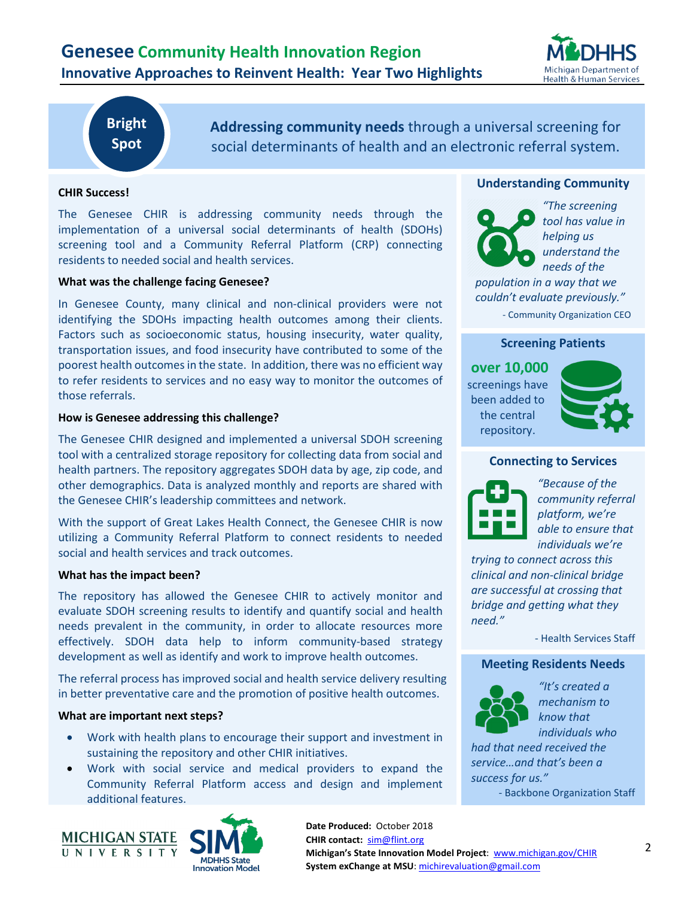# Genesee Community Health Innovation Region

## Innovative Approaches to Reinvent Health: Year Two Highlights

**Bright Spot**

**Addressing community needs** through a universal screening for social determinants of health and an electronic referral system.

### CHIR Success!

The Genesee CHIR is addressing community needs through the implementation of a universal social determinants of health (SDOHs) screening tool and a Community Referral Platform (CRP) connecting residents to needed social and health services.

### What was the challenge facing Genesee?

In Genesee County, many clinical and non-clinical providers were not identifying the SDOHs impacting health outcomes among their clients. Factors such as socioeconomic status, housing insecurity, water quality, transportation issues, and food insecurity have contributed to some of the poorest health outcomes in the state. In addition, there was no efficient way to refer residents to services and no easy way to monitor the outcomes of those referrals.

### How is Genesee addressing this challenge?

The Genesee CHIR designed and implemented a universal SDOH screening tool with a centralized storage repository for collecting data from social and health partners. The repository aggregates SDOH data by age, zip code, and other demographics. Data is analyzed monthly and reports are shared with the Genesee CHIR's leadership committees and network.

With the support of Great Lakes Health Connect, the Genesee CHIR is now utilizing a Community Referral Platform to connect residents to needed social and health services and track outcomes.

### What has the impact been?

The repository has allowed the Genesee CHIR to actively monitor and evaluate SDOH screening results to identify and quantify social and health needs prevalent in the community, in order to allocate resources more effectively. SDOH data help to inform community-based strategy development as well as identify and work to improve health outcomes.

The referral process has improved social and health service delivery resulting in better preventative care and the promotion of positive health outcomes.

### What are important next steps?

- Work with health plans to encourage their support and investment in sustaining the repository and other CHIR initiatives.
- Work with social service and medical providers to expand the Community Referral Platform access and design and implement additional features.

### Understanding Community

*"The screening tool has value in helping us understand the needs of the population in a way that we couldn't evaluate previously."*

- Community Organization CEO

### Screening Patients

**over 10,000** screenings have been added to the central repository.

### Connecting to Services

*"Because of the community referral platform, we're able to ensure that individuals we're trying to connect across this clinical and non-clinical bridge are successful at crossing that bridge and getting what they need."*

- Health Services Staff

### Meeting Residents Needs

*"It's created a mechanism to know that individuals who had that need received the service…and that's been a success for us."*

- Backbone Organization Staff

**Date Produced:** October 2018
**CHIR contact:** sim@flint.org
**Michigan's State Innovation Model Project**: www.michigan.gov/CHIR
**System exChange at MSU**: michirevaluation@gmail.com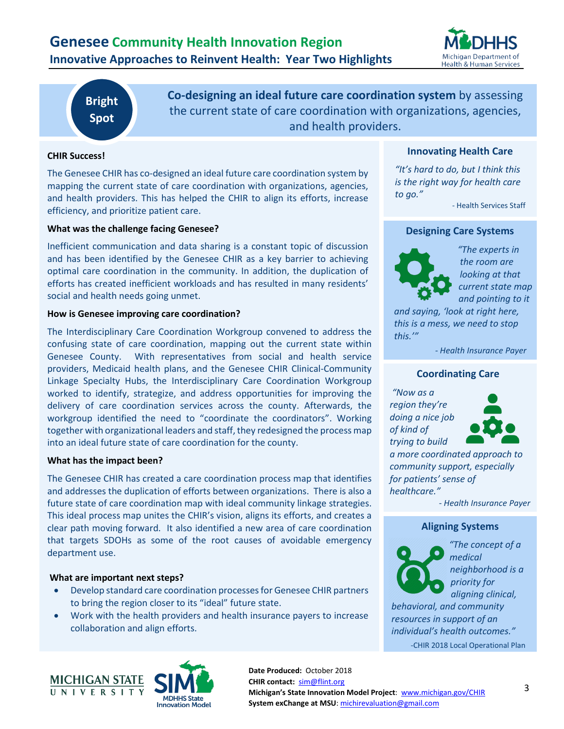# Genesee Community Health Innovation Region

## Innovative Approaches to Reinvent Health: Year Two Highlights

**Bright Spot**

**Co-designing an ideal future care coordination system** by assessing the current state of care coordination with organizations, agencies, and health providers.

**CHIR Success!**

The Genesee CHIR has co-designed an ideal future care coordination system by mapping the current state of care coordination with organizations, agencies, and health providers. This has helped the CHIR to align its efforts, increase efficiency, and prioritize patient care.

**What was the challenge facing Genesee?**

Inefficient communication and data sharing is a constant topic of discussion and has been identified by the Genesee CHIR as a key barrier to achieving optimal care coordination in the community. In addition, the duplication of efforts has created inefficient workloads and has resulted in many residents' social and health needs going unmet.

**How is Genesee improving care coordination?**

The Interdisciplinary Care Coordination Workgroup convened to address the confusing state of care coordination, mapping out the current state within Genesee County. With representatives from social and health service providers, Medicaid health plans, and the Genesee CHIR Clinical-Community Linkage Specialty Hubs, the Interdisciplinary Care Coordination Workgroup worked to identify, strategize, and address opportunities for improving the delivery of care coordination services across the county. Afterwards, the workgroup identified the need to "coordinate the coordinators". Working together with organizational leaders and staff, they redesigned the process map into an ideal future state of care coordination for the county.

**What has the impact been?**

The Genesee CHIR has created a care coordination process map that identifies and addresses the duplication of efforts between organizations. There is also a future state of care coordination map with ideal community linkage strategies. This ideal process map unites the CHIR's vision, aligns its efforts, and creates a clear path moving forward. It also identified a new area of care coordination that targets SDOHs as some of the root causes of avoidable emergency department use.

**What are important next steps?**

- Develop standard care coordination processes for Genesee CHIR partners to bring the region closer to its "ideal" future state.
- Work with the health providers and health insurance payers to increase collaboration and align efforts.

### Innovating Health Care

*"It's hard to do, but I think this is the right way for health care to go."*

- Health Services Staff

### Designing Care Systems

*"The experts in the room are looking at that current state map and pointing to it and saying, 'look at right here, this is a mess, we need to stop this.'"*

*- Health Insurance Payer*

### Coordinating Care

*"Now as a region they're doing a nice job of kind of trying to build a more coordinated approach to community support, especially for patients' sense of healthcare."*

*- Health Insurance Payer*

### Aligning Systems

*"The concept of a medical neighborhood is a priority for aligning clinical, behavioral, and community resources in support of an individual's health outcomes."*

-CHIR 2018 Local Operational Plan

**Date Produced:** October 2018
**CHIR contact:** sim@flint.org
**Michigan's State Innovation Model Project**: www.michigan.gov/CHIR
**System exChange at MSU**: michirevaluation@gmail.com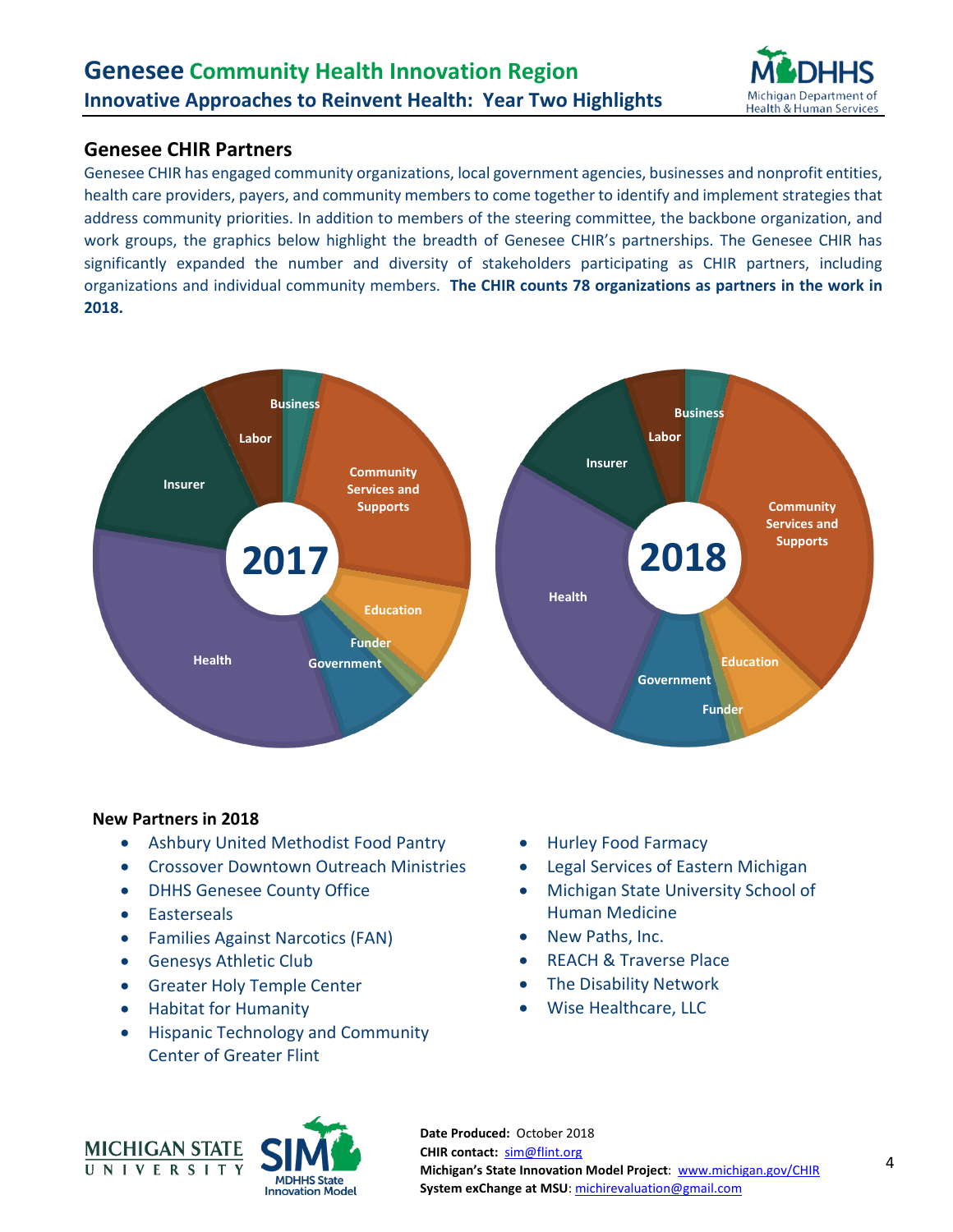# Genesee Community Health Innovation Region

## Innovative Approaches to Reinvent Health: Year Two Highlights

### Genesee CHIR Partners

Genesee CHIR has engaged community organizations, local government agencies, businesses and nonprofit entities, health care providers, payers, and community members to come together to identify and implement strategies that address community priorities. In addition to members of the steering committee, the backbone organization, and work groups, the graphics below highlight the breadth of Genesee CHIR's partnerships. The Genesee CHIR has significantly expanded the number and diversity of stakeholders participating as CHIR partners, including organizations and individual community members. **The CHIR counts 78 organizations as partners in the work in 2018.**

2017
Business
Labor
Insurer
Community Services and Supports
Education
Funder
Government
Health

2018
Business
Labor
Insurer
Community Services and Supports
Health
Education
Government
Funder

### New Partners in 2018

- Ashbury United Methodist Food Pantry
- Crossover Downtown Outreach Ministries
- DHHS Genesee County Office
- Easterseals
- Families Against Narcotics (FAN)
- Genesys Athletic Club
- Greater Holy Temple Center
- Habitat for Humanity
- Hispanic Technology and Community Center of Greater Flint
- Hurley Food Farmacy
- Legal Services of Eastern Michigan
- Michigan State University School of Human Medicine
- New Paths, Inc.
- REACH & Traverse Place
- The Disability Network
- Wise Healthcare, LLC

**Date Produced:** October 2018
**CHIR contact:** sim@flint.org
**Michigan's State Innovation Model Project**: www.michigan.gov/CHIR
**System exChange at MSU**: michirevaluation@gmail.com